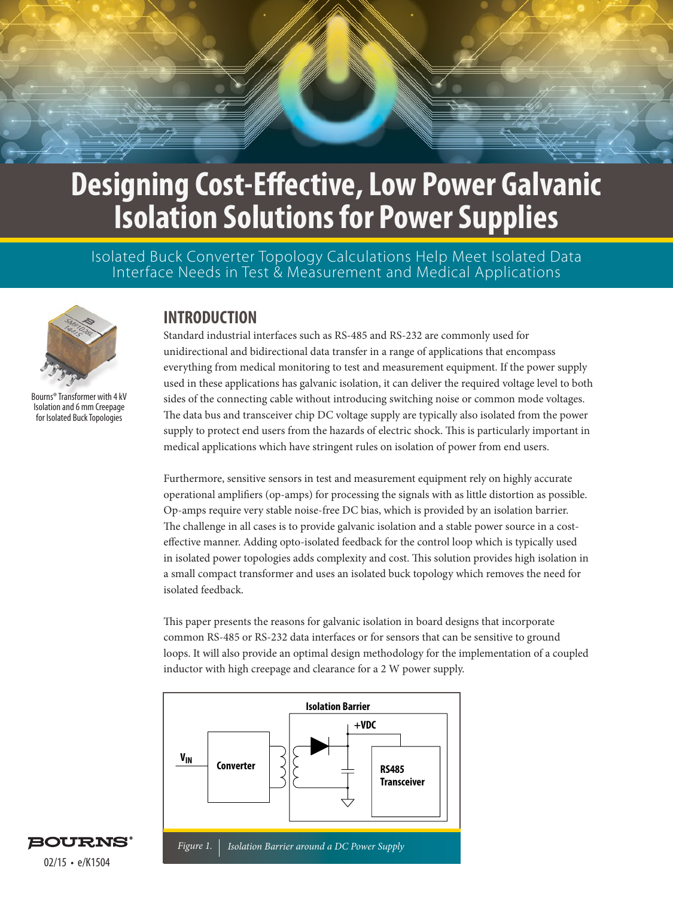# Designing Cost-Effective, Low Power Galvanic Isolation Solutions for Power Supplies

Isolated Buck Converter Topology Calculations Help Meet Isolated Data Interface Needs in Test & Measurement and Medical Applications

Bourns® Transformer with 4 kV Isolation and 6 mm Creepage for Isolated Buck Topologies

## INTRODUCTION

Standard industrial interfaces such as RS-485 and RS-232 are commonly used for unidirectional and bidirectional data transfer in a range of applications that encompass everything from medical monitoring to test and measurement equipment. If the power supply used in these applications has galvanic isolation, it can deliver the required voltage level to both sides of the connecting cable without introducing switching noise or common mode voltages. The data bus and transceiver chip DC voltage supply are typically also isolated from the power supply to protect end users from the hazards of electric shock. This is particularly important in medical applications which have stringent rules on isolation of power from end users.

Furthermore, sensitive sensors in test and measurement equipment rely on highly accurate operational amplifiers (op-amps) for processing the signals with as little distortion as possible. Op-amps require very stable noise-free DC bias, which is provided by an isolation barrier. The challenge in all cases is to provide galvanic isolation and a stable power source in a cost-effective manner. Adding opto-isolated feedback for the control loop which is typically used in isolated power topologies adds complexity and cost. This solution provides high isolation in a small compact transformer and uses an isolated buck topology which removes the need for isolated feedback.

This paper presents the reasons for galvanic isolation in board designs that incorporate common RS-485 or RS-232 data interfaces or for sensors that can be sensitive to ground loops. It will also provide an optimal design methodology for the implementation of a coupled inductor with high creepage and clearance for a 2 W power supply.

Isolation Barrier

+VDC

$V_{IN}$

Converter

RS485 Transceiver

*Figure 1.* *Isolation Barrier around a DC Power Supply*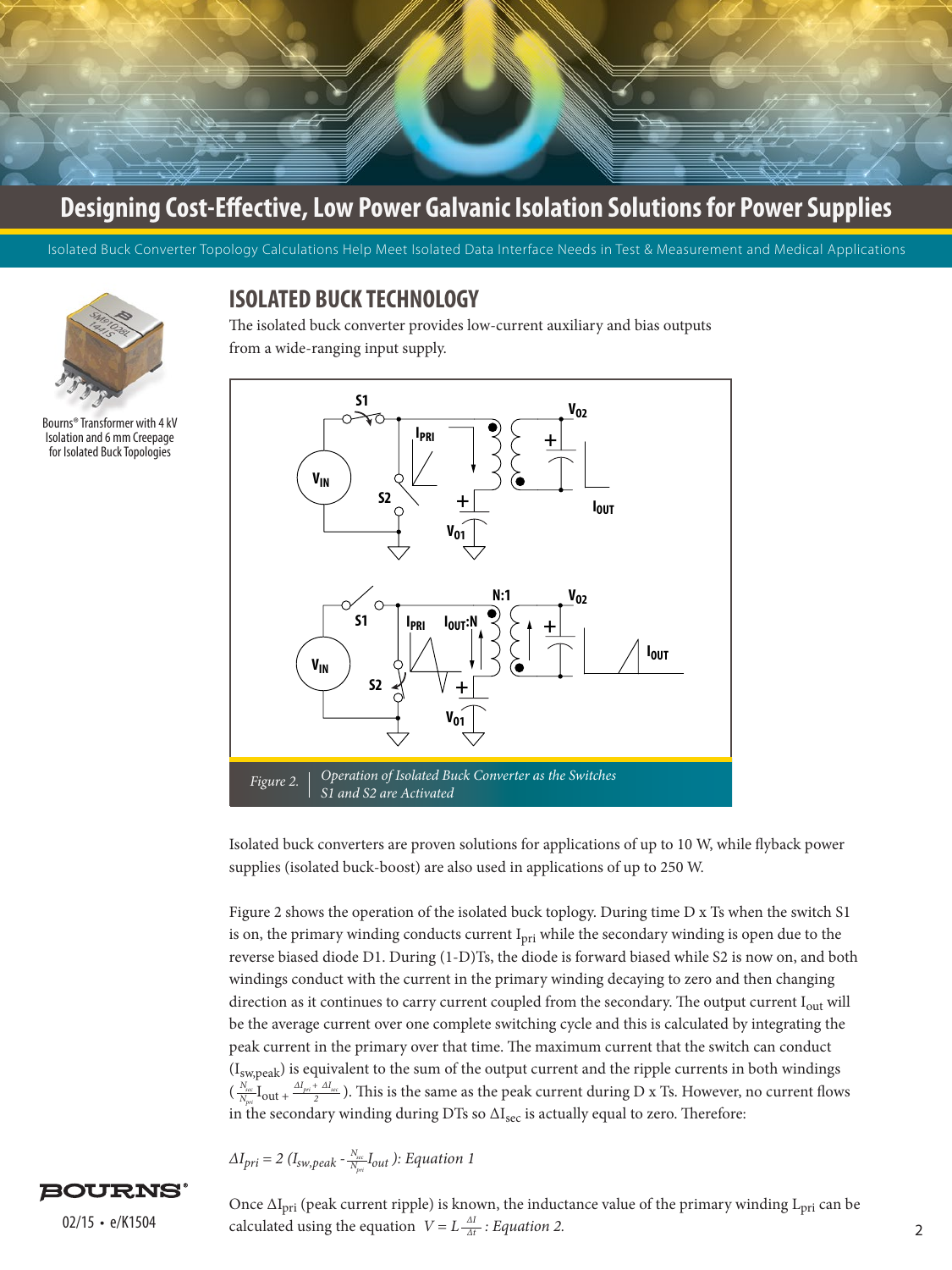# Designing Cost-Effective, Low Power Galvanic Isolation Solutions for Power Supplies

Isolated Buck Converter Topology Calculations Help Meet Isolated Data Interface Needs in Test & Measurement and Medical Applications

Bourns® Transformer with 4 kV Isolation and 6 mm Creepage for Isolated Buck Topologies

## ISOLATED BUCK TECHNOLOGY

The isolated buck converter provides low-current auxiliary and bias outputs from a wide-ranging input supply.

*Figure 2. Operation of Isolated Buck Converter as the Switches S1 and S2 are Activated*

Isolated buck converters are proven solutions for applications of up to 10 W, while flyback power supplies (isolated buck-boost) are also used in applications of up to 250 W.

Figure 2 shows the operation of the isolated buck toplogy. During time D x Ts when the switch S1 is on, the primary winding conducts current $I_{pri}$ while the secondary winding is open due to the reverse biased diode D1. During (1-D)Ts, the diode is forward biased while S2 is now on, and both windings conduct with the current in the primary winding decaying to zero and then changing direction as it continues to carry current coupled from the secondary. The output current $I_{out}$ will be the average current over one complete switching cycle and this is calculated by integrating the peak current in the primary over that time. The maximum current that the switch can conduct ($I_{sw,peak}$) is equivalent to the sum of the output current and the ripple currents in both windings ($\frac{N_{sec}}{N_{pri}} I_{out} + \frac{\Delta I_{pri} + \Delta I_{sec}}{2}$). This is the same as the peak current during D x Ts. However, no current flows in the secondary winding during DTs so $\Delta I_{sec}$ is actually equal to zero. Therefore:

$$\Delta I_{pri} = 2\left(I_{sw,peak} - \frac{N_{sec}}{N_{pri}} I_{out}\right)\text{: Equation 1}$$

Once $\Delta I_{pri}$ (peak current ripple) is known, the inductance value of the primary winding $L_{pri}$ can be calculated using the equation $V = L\frac{\Delta I}{\Delta t}$ : *Equation 2.*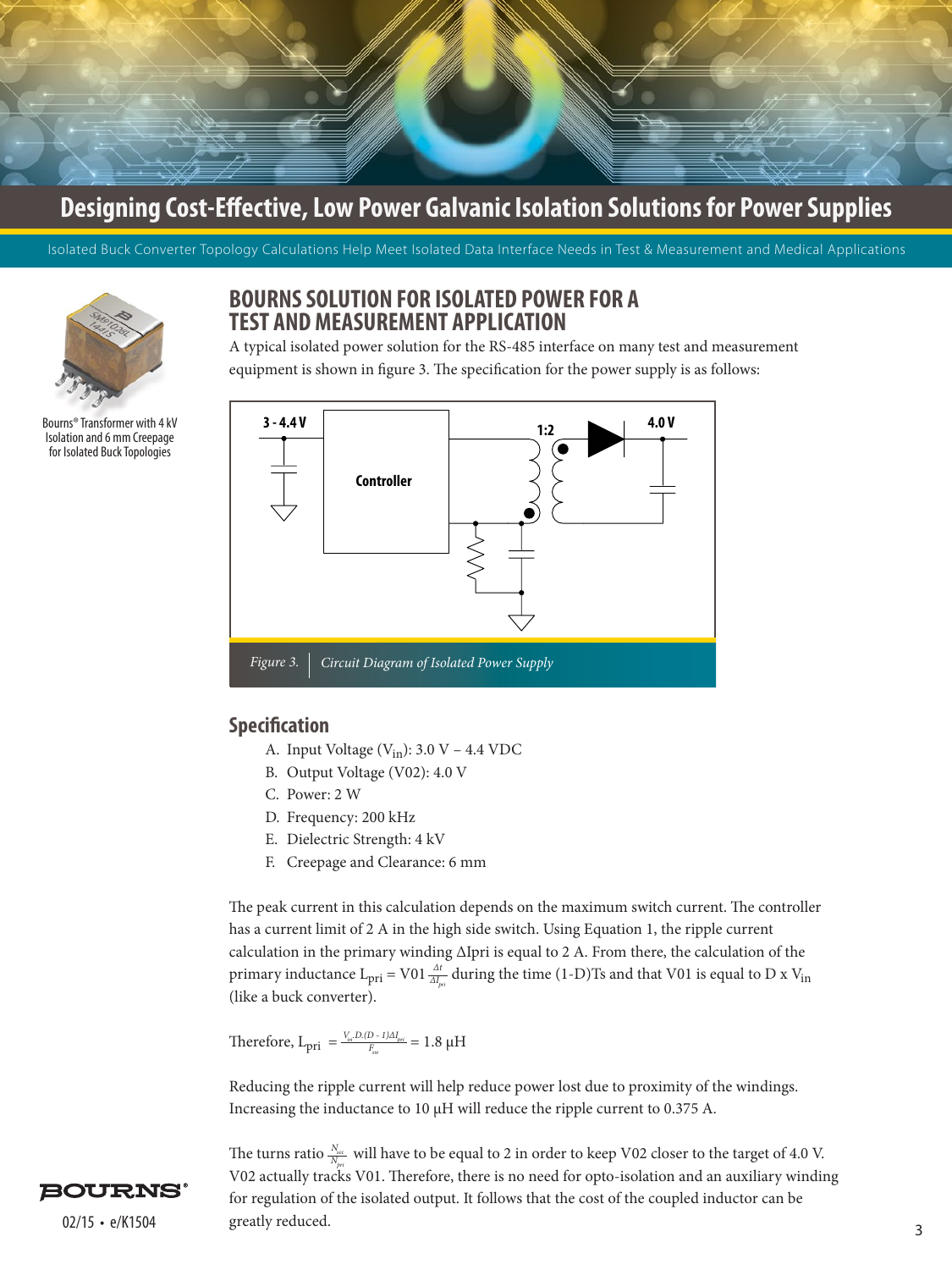# Designing Cost-Effective, Low Power Galvanic Isolation Solutions for Power Supplies

Isolated Buck Converter Topology Calculations Help Meet Isolated Data Interface Needs in Test & Measurement and Medical Applications

Bourns® Transformer with 4 kV Isolation and 6 mm Creepage for Isolated Buck Topologies

## BOURNS SOLUTION FOR ISOLATED POWER FOR A TEST AND MEASUREMENT APPLICATION

A typical isolated power solution for the RS-485 interface on many test and measurement equipment is shown in figure 3. The specification for the power supply is as follows:

*Figure 3.* *Circuit Diagram of Isolated Power Supply*

### Specification

A. Input Voltage ($V_{in}$): 3.0 V – 4.4 VDC
B. Output Voltage (V02): 4.0 V
C. Power: 2 W
D. Frequency: 200 kHz
E. Dielectric Strength: 4 kV
F. Creepage and Clearance: 6 mm

The peak current in this calculation depends on the maximum switch current. The controller has a current limit of 2 A in the high side switch. Using Equation 1, the ripple current calculation in the primary winding ΔIpri is equal to 2 A. From there, the calculation of the primary inductance $L_{pri} = V01 \frac{\Delta t}{\Delta I_{pri}}$ during the time (1-D)Ts and that V01 is equal to D x $V_{in}$ (like a buck converter).

Therefore, $L_{pri} = \frac{V_{in}.D.(D-1)\Delta I_{pri}}{F_{sw}} = 1.8\ \mu H$

Reducing the ripple current will help reduce power lost due to proximity of the windings. Increasing the inductance to 10 µH will reduce the ripple current to 0.375 A.

The turns ratio $\frac{N_{sec}}{N_{pri}}$ will have to be equal to 2 in order to keep V02 closer to the target of 4.0 V. V02 actually tracks V01. Therefore, there is no need for opto-isolation and an auxiliary winding for regulation of the isolated output. It follows that the cost of the coupled inductor can be greatly reduced.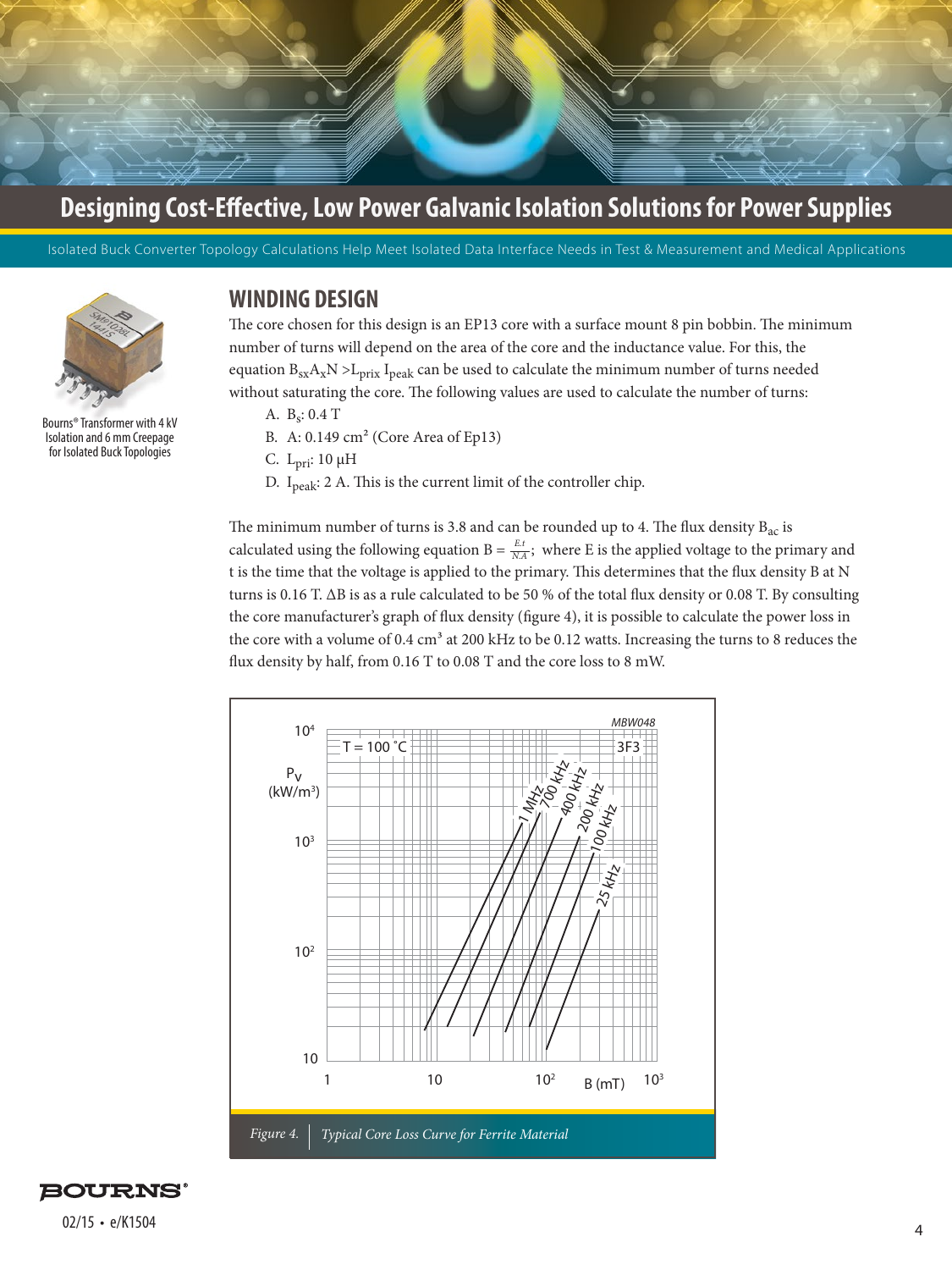## WINDING DESIGN

Bourns® Transformer with 4 kV Isolation and 6 mm Creepage for Isolated Buck Topologies

The core chosen for this design is an EP13 core with a surface mount 8 pin bobbin. The minimum number of turns will depend on the area of the core and the inductance value. For this, the equation $B_{sx}A_xN > L_{prix}\ I_{peak}$ can be used to calculate the minimum number of turns needed without saturating the core. The following values are used to calculate the number of turns:

A. $B_s$: 0.4 T

B. A: 0.149 cm² (Core Area of Ep13)

C. $L_{pri}$: 10 µH

D. $I_{peak}$: 2 A. This is the current limit of the controller chip.

The minimum number of turns is 3.8 and can be rounded up to 4. The flux density $B_{ac}$ is calculated using the following equation $B = \frac{E.t}{N.A}$; where E is the applied voltage to the primary and t is the time that the voltage is applied to the primary. This determines that the flux density B at N turns is 0.16 T. ΔB is as a rule calculated to be 50 % of the total flux density or 0.08 T. By consulting the core manufacturer's graph of flux density (figure 4), it is possible to calculate the power loss in the core with a volume of 0.4 cm³ at 200 kHz to be 0.12 watts. Increasing the turns to 8 reduces the flux density by half, from 0.16 T to 0.08 T and the core loss to 8 mW.

*Figure 4.* *Typical Core Loss Curve for Ferrite Material*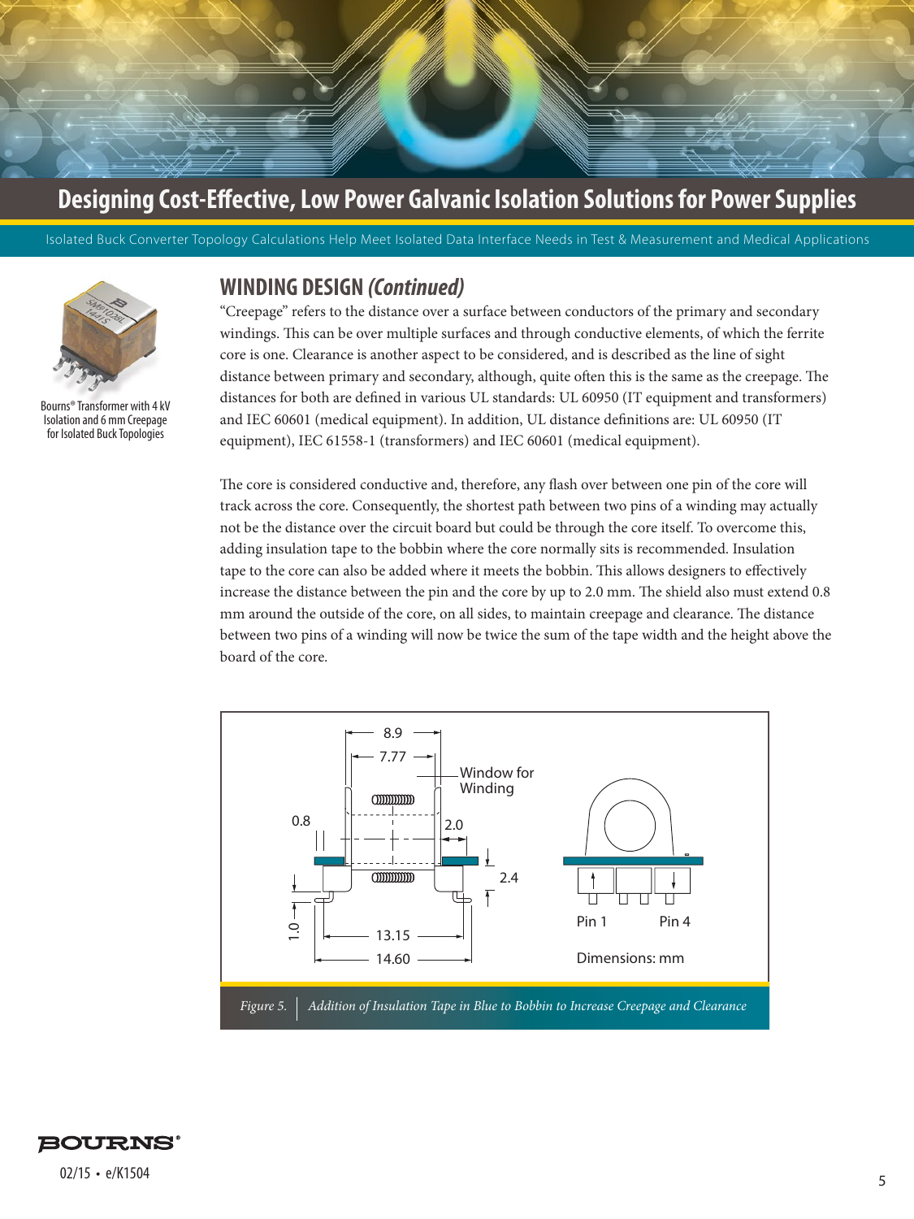# Designing Cost-Effective, Low Power Galvanic Isolation Solutions for Power Supplies

Isolated Buck Converter Topology Calculations Help Meet Isolated Data Interface Needs in Test & Measurement and Medical Applications

Bourns® Transformer with 4 kV Isolation and 6 mm Creepage for Isolated Buck Topologies

## WINDING DESIGN *(Continued)*

"Creepage" refers to the distance over a surface between conductors of the primary and secondary windings. This can be over multiple surfaces and through conductive elements, of which the ferrite core is one. Clearance is another aspect to be considered, and is described as the line of sight distance between primary and secondary, although, quite often this is the same as the creepage. The distances for both are defined in various UL standards: UL 60950 (IT equipment and transformers) and IEC 60601 (medical equipment). In addition, UL distance definitions are: UL 60950 (IT equipment), IEC 61558-1 (transformers) and IEC 60601 (medical equipment).

The core is considered conductive and, therefore, any flash over between one pin of the core will track across the core. Consequently, the shortest path between two pins of a winding may actually not be the distance over the circuit board but could be through the core itself. To overcome this, adding insulation tape to the bobbin where the core normally sits is recommended. Insulation tape to the core can also be added where it meets the bobbin. This allows designers to effectively increase the distance between the pin and the core by up to 2.0 mm. The shield also must extend 0.8 mm around the outside of the core, on all sides, to maintain creepage and clearance. The distance between two pins of a winding will now be twice the sum of the tape width and the height above the board of the core.

*Figure 5. Addition of Insulation Tape in Blue to Bobbin to Increase Creepage and Clearance*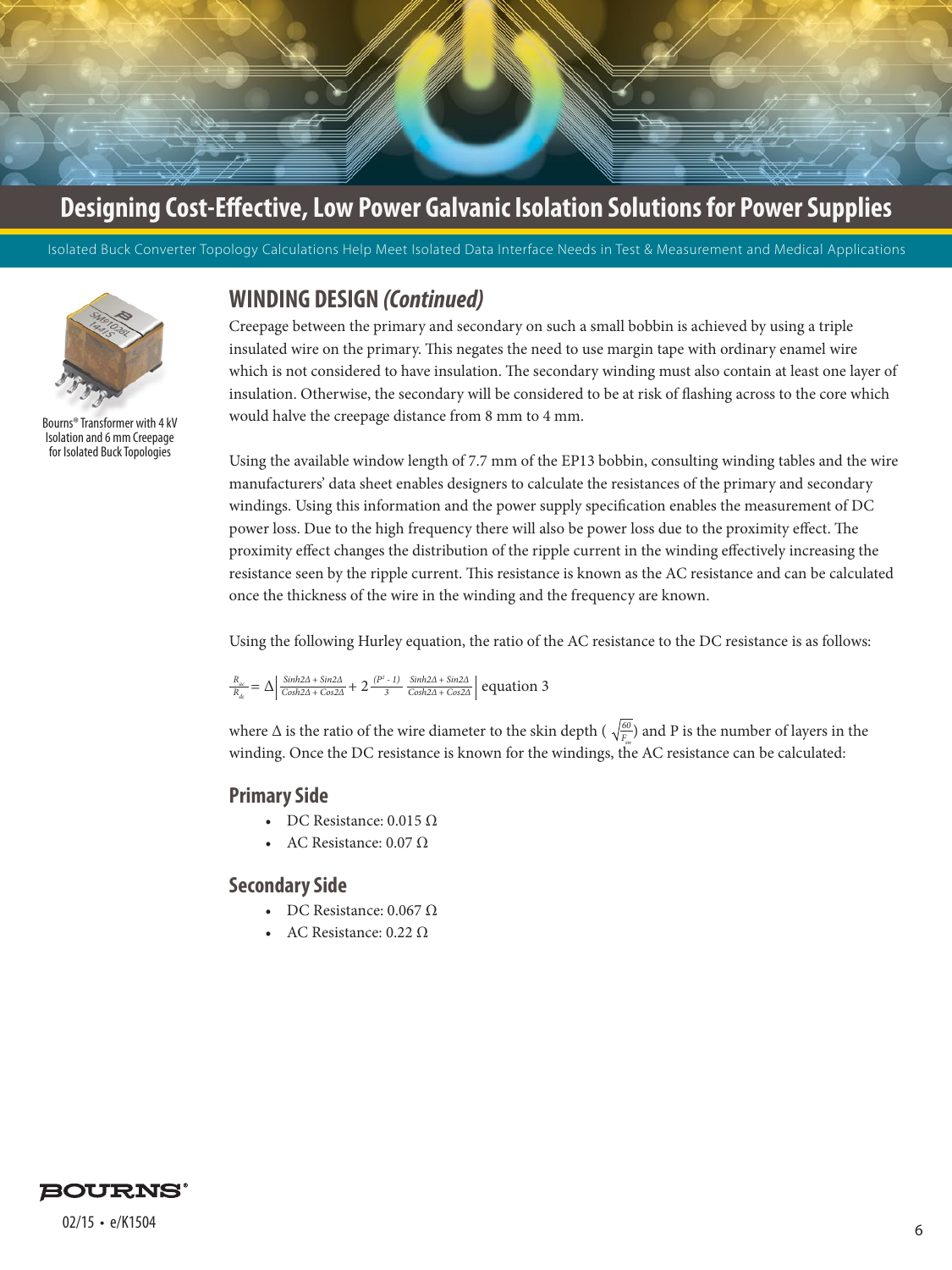# Designing Cost-Effective, Low Power Galvanic Isolation Solutions for Power Supplies

Isolated Buck Converter Topology Calculations Help Meet Isolated Data Interface Needs in Test & Measurement and Medical Applications

Bourns® Transformer with 4 kV Isolation and 6 mm Creepage for Isolated Buck Topologies

## WINDING DESIGN *(Continued)*

Creepage between the primary and secondary on such a small bobbin is achieved by using a triple insulated wire on the primary. This negates the need to use margin tape with ordinary enamel wire which is not considered to have insulation. The secondary winding must also contain at least one layer of insulation. Otherwise, the secondary will be considered to be at risk of flashing across to the core which would halve the creepage distance from 8 mm to 4 mm.

Using the available window length of 7.7 mm of the EP13 bobbin, consulting winding tables and the wire manufacturers' data sheet enables designers to calculate the resistances of the primary and secondary windings. Using this information and the power supply specification enables the measurement of DC power loss. Due to the high frequency there will also be power loss due to the proximity effect. The proximity effect changes the distribution of the ripple current in the winding effectively increasing the resistance seen by the ripple current. This resistance is known as the AC resistance and can be calculated once the thickness of the wire in the winding and the frequency are known.

Using the following Hurley equation, the ratio of the AC resistance to the DC resistance is as follows:

$$\frac{R_{ac}}{R_{dc}} = \Delta \left| \frac{Sinh2\Delta + Sin2\Delta}{Cosh2\Delta + Cos2\Delta} + 2\frac{(P^2-1)}{3}\frac{Sinh2\Delta + Sin2\Delta}{Cosh2\Delta + Cos2\Delta} \right| \quad \text{equation 3}$$

where $\Delta$ is the ratio of the wire diameter to the skin depth ( $\sqrt{\frac{60}{F_{sw}}}$) and P is the number of layers in the winding. Once the DC resistance is known for the windings, the AC resistance can be calculated:

### Primary Side

- DC Resistance: 0.015 Ω
- AC Resistance: 0.07 Ω

### Secondary Side

- DC Resistance: 0.067 Ω
- AC Resistance: 0.22 Ω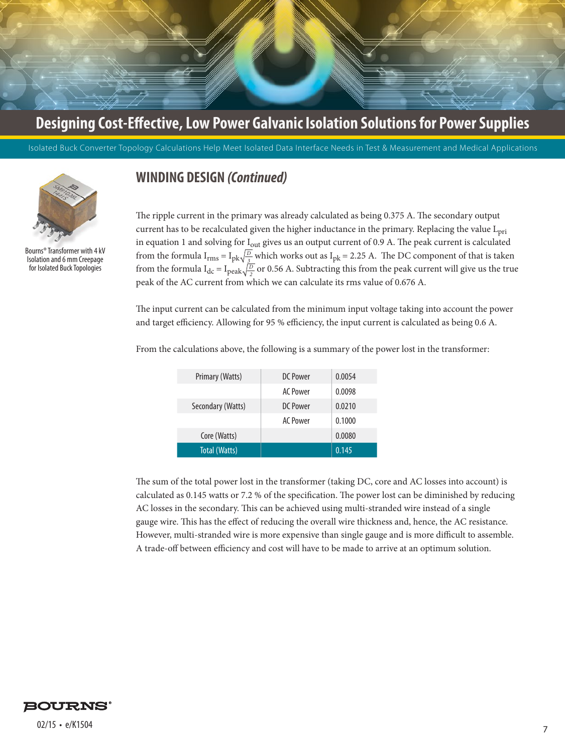# Designing Cost-Effective, Low Power Galvanic Isolation Solutions for Power Supplies

Isolated Buck Converter Topology Calculations Help Meet Isolated Data Interface Needs in Test & Measurement and Medical Applications

Bourns® Transformer with 4 kV Isolation and 6 mm Creepage for Isolated Buck Topologies

## WINDING DESIGN *(Continued)*

The ripple current in the primary was already calculated as being 0.375 A. The secondary output current has to be recalculated given the higher inductance in the primary. Replacing the value $L_{pri}$ in equation 1 and solving for $I_{out}$ gives us an output current of 0.9 A. The peak current is calculated from the formula $I_{rms} = I_{pk}\sqrt{\frac{D}{3}}$ which works out as $I_{pk} = 2.25$ A. The DC component of that is taken from the formula $I_{dc} = I_{peak}\sqrt{\frac{D}{2}}$ or 0.56 A. Subtracting this from the peak current will give us the true peak of the AC current from which we can calculate its rms value of 0.676 A.

The input current can be calculated from the minimum input voltage taking into account the power and target efficiency. Allowing for 95 % efficiency, the input current is calculated as being 0.6 A.

From the calculations above, the following is a summary of the power lost in the transformer:

| Primary (Watts) | DC Power | 0.0054 |
|---|---|---|
| | AC Power | 0.0098 |
| Secondary (Watts) | DC Power | 0.0210 |
| | AC Power | 0.1000 |
| Core (Watts) | | 0.0080 |
| Total (Watts) | | 0.145 |

The sum of the total power lost in the transformer (taking DC, core and AC losses into account) is calculated as 0.145 watts or 7.2 % of the specification. The power lost can be diminished by reducing AC losses in the secondary. This can be achieved using multi-stranded wire instead of a single gauge wire. This has the effect of reducing the overall wire thickness and, hence, the AC resistance. However, multi-stranded wire is more expensive than single gauge and is more difficult to assemble. A trade-off between efficiency and cost will have to be made to arrive at an optimum solution.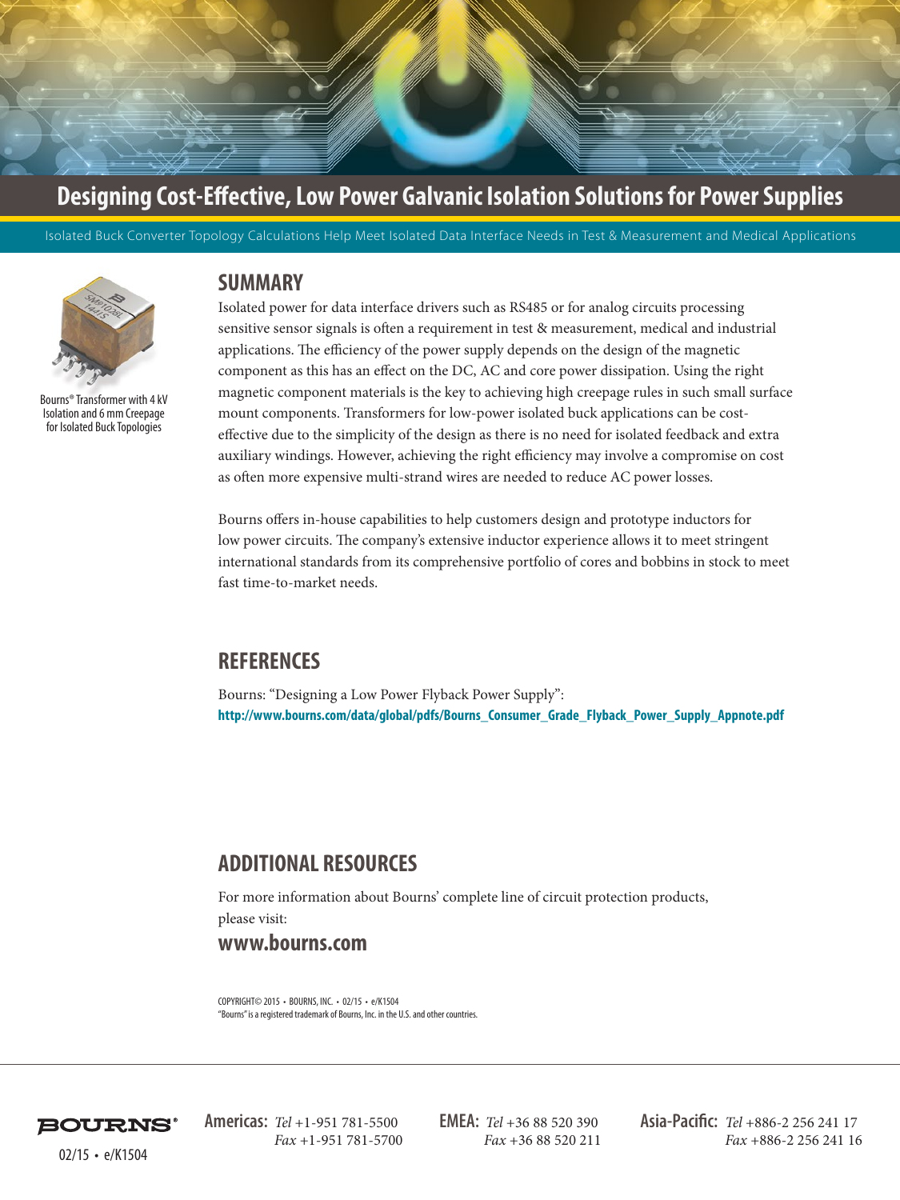# Designing Cost-Effective, Low Power Galvanic Isolation Solutions for Power Supplies

Isolated Buck Converter Topology Calculations Help Meet Isolated Data Interface Needs in Test & Measurement and Medical Applications

Bourns® Transformer with 4 kV Isolation and 6 mm Creepage for Isolated Buck Topologies

## SUMMARY

Isolated power for data interface drivers such as RS485 or for analog circuits processing sensitive sensor signals is often a requirement in test & measurement, medical and industrial applications. The efficiency of the power supply depends on the design of the magnetic component as this has an effect on the DC, AC and core power dissipation. Using the right magnetic component materials is the key to achieving high creepage rules in such small surface mount components. Transformers for low-power isolated buck applications can be cost-effective due to the simplicity of the design as there is no need for isolated feedback and extra auxiliary windings. However, achieving the right efficiency may involve a compromise on cost as often more expensive multi-strand wires are needed to reduce AC power losses.

Bourns offers in-house capabilities to help customers design and prototype inductors for low power circuits. The company's extensive inductor experience allows it to meet stringent international standards from its comprehensive portfolio of cores and bobbins in stock to meet fast time-to-market needs.

## REFERENCES

Bourns: "Designing a Low Power Flyback Power Supply":
**http://www.bourns.com/data/global/pdfs/Bourns_Consumer_Grade_Flyback_Power_Supply_Appnote.pdf**

## ADDITIONAL RESOURCES

For more information about Bourns' complete line of circuit protection products, please visit:

**www.bourns.com**

COPYRIGHT© 2015 • BOURNS, INC. • 02/15 • e/K1504
"Bourns" is a registered trademark of Bourns, Inc. in the U.S. and other countries.

**Americas:** *Tel* +1-951 781-5500 *Fax* +1-951 781-5700

**EMEA:** *Tel* +36 88 520 390 *Fax* +36 88 520 211

**Asia-Pacific:** *Tel* +886-2 256 241 17 *Fax* +886-2 256 241 16